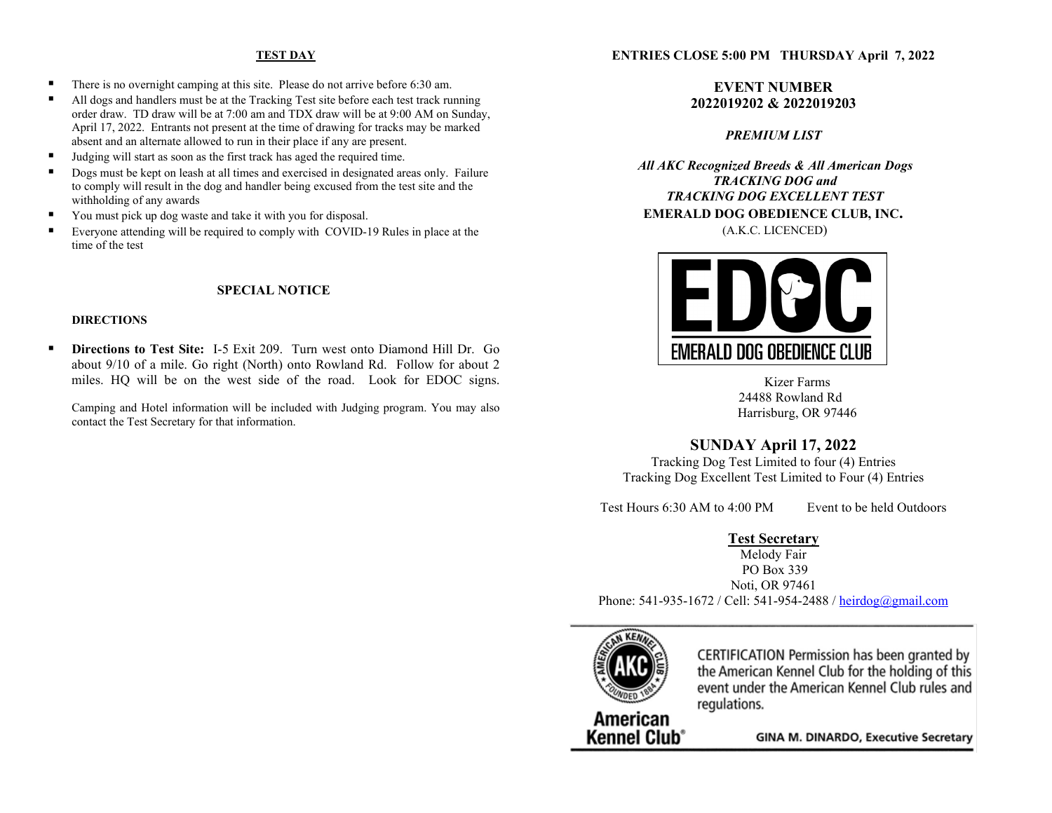## TEST DAY

- There is no overnight camping at this site. Please do not arrive before 6:30 am.
- All dogs and handlers must be at the Tracking Test site before each test track running order draw. TD draw will be at 7:00 am and TDX draw will be at 9:00 AM on Sunday, April 17, 2022. Entrants not present at the time of drawing for tracks may be marked absent and an alternate allowed to run in their place if any are present.
- Judging will start as soon as the first track has aged the required time.
- Dogs must be kept on leash at all times and exercised in designated areas only. Failure to comply will result in the dog and handler being excused from the test site and the withholding of any awards
- You must pick up dog waste and take it with you for disposal.
- Everyone attending will be required to comply with COVID-19 Rules in place at the time of the test

## SPECIAL NOTICE

**DIRECTIONS**

- **Directions to Test Site:** I-5 Exit 209. Turn west onto Diamond Hill Dr. Go about 9/10 of a mile. Go right (North) onto Rowland Rd. Follow for about 2 miles. HQ will be on the west side of the road. Look for EDOC signs.

Camping and Hotel information will be included with Judging program. You may also contact the Test Secretary for that information.

**ENTRIES CLOSE 5:00 PM THURSDAY April 7, 2022**

**EVENT NUMBER**
**2022019202 & 2022019203**

***PREMIUM LIST***

***All AKC Recognized Breeds & All American Dogs***
***TRACKING DOG and***
***TRACKING DOG EXCELLENT TEST***

**EMERALD DOG OBEDIENCE CLUB, INC.**
(A.K.C. LICENCED)

EDOC
EMERALD DOG OBEDIENCE CLUB

Kizer Farms
24488 Rowland Rd
Harrisburg, OR 97446

## SUNDAY April 17, 2022

Tracking Dog Test Limited to four (4) Entries
Tracking Dog Excellent Test Limited to Four (4) Entries

Test Hours 6:30 AM to 4:00 PM     Event to be held Outdoors

**Test Secretary**
Melody Fair
PO Box 339
Noti, OR 97461
Phone: 541-935-1672 / Cell: 541-954-2488 / heirdog@gmail.com

CERTIFICATION Permission has been granted by the American Kennel Club for the holding of this event under the American Kennel Club rules and regulations.

American Kennel Club

GINA M. DINARDO, Executive Secretary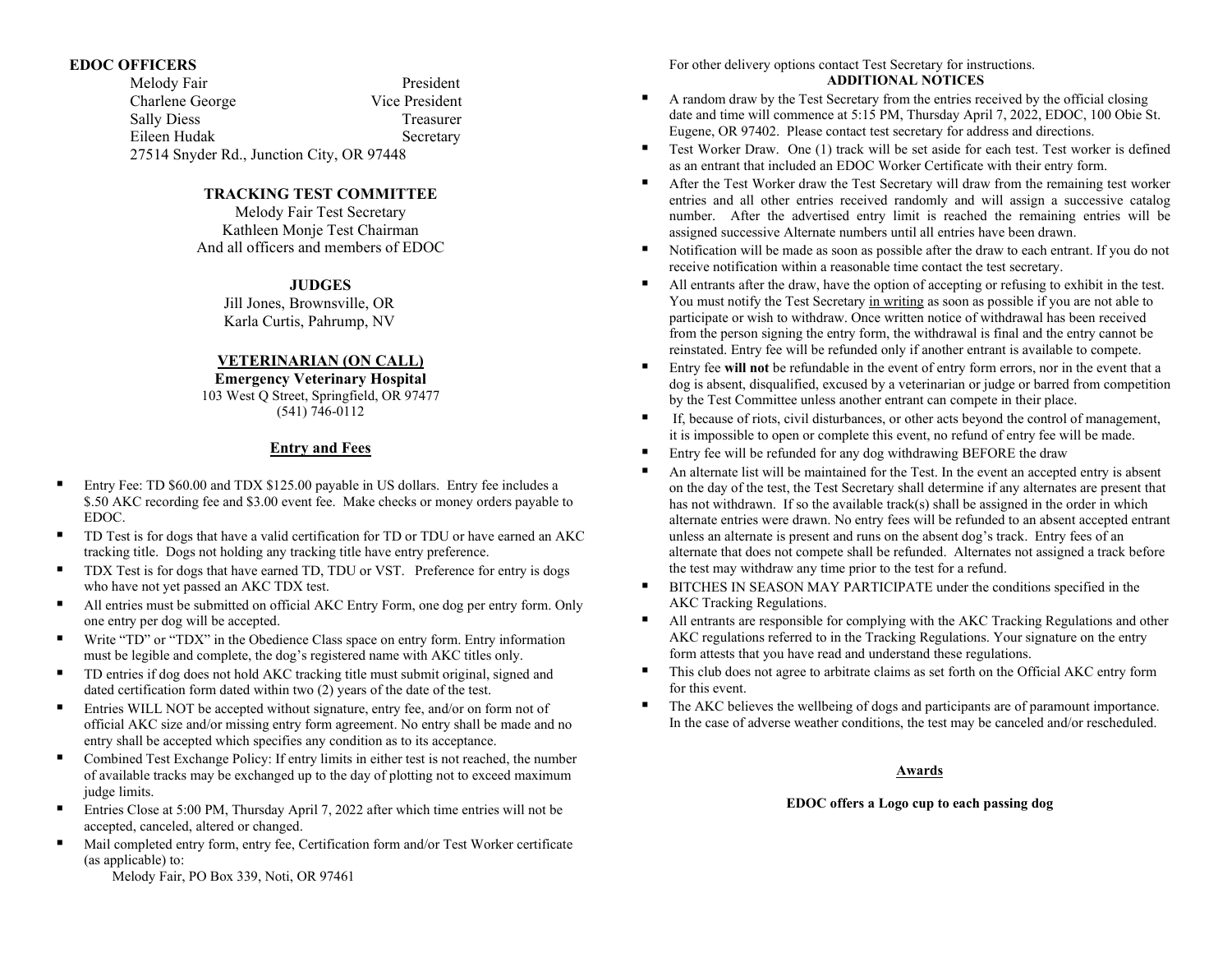## EDOC OFFICERS

Melody Fair — President
Charlene George — Vice President
Sally Diess — Treasurer
Eileen Hudak — Secretary
27514 Snyder Rd., Junction City, OR 97448

## TRACKING TEST COMMITTEE

Melody Fair Test Secretary
Kathleen Monje Test Chairman
And all officers and members of EDOC

## JUDGES

Jill Jones, Brownsville, OR
Karla Curtis, Pahrump, NV

## VETERINARIAN (ON CALL)

**Emergency Veterinary Hospital**
103 West Q Street, Springfield, OR 97477
(541) 746-0112

## Entry and Fees

- Entry Fee: TD $60.00 and TDX $125.00 payable in US dollars. Entry fee includes a $.50 AKC recording fee and $3.00 event fee. Make checks or money orders payable to EDOC.
- TD Test is for dogs that have a valid certification for TD or TDU or have earned an AKC tracking title. Dogs not holding any tracking title have entry preference.
- TDX Test is for dogs that have earned TD, TDU or VST. Preference for entry is dogs who have not yet passed an AKC TDX test.
- All entries must be submitted on official AKC Entry Form, one dog per entry form. Only one entry per dog will be accepted.
- Write "TD" or "TDX" in the Obedience Class space on entry form. Entry information must be legible and complete, the dog's registered name with AKC titles only.
- TD entries if dog does not hold AKC tracking title must submit original, signed and dated certification form dated within two (2) years of the date of the test.
- Entries WILL NOT be accepted without signature, entry fee, and/or on form not of official AKC size and/or missing entry form agreement. No entry shall be made and no entry shall be accepted which specifies any condition as to its acceptance.
- Combined Test Exchange Policy: If entry limits in either test is not reached, the number of available tracks may be exchanged up to the day of plotting not to exceed maximum judge limits.
- Entries Close at 5:00 PM, Thursday April 7, 2022 after which time entries will not be accepted, canceled, altered or changed.
- Mail completed entry form, entry fee, Certification form and/or Test Worker certificate (as applicable) to:
  Melody Fair, PO Box 339, Noti, OR 97461

For other delivery options contact Test Secretary for instructions.

## ADDITIONAL NOTICES

- A random draw by the Test Secretary from the entries received by the official closing date and time will commence at 5:15 PM, Thursday April 7, 2022, EDOC, 100 Obie St. Eugene, OR 97402. Please contact test secretary for address and directions.
- Test Worker Draw. One (1) track will be set aside for each test. Test worker is defined as an entrant that included an EDOC Worker Certificate with their entry form.
- After the Test Worker draw the Test Secretary will draw from the remaining test worker entries and all other entries received randomly and will assign a successive catalog number. After the advertised entry limit is reached the remaining entries will be assigned successive Alternate numbers until all entries have been drawn.
- Notification will be made as soon as possible after the draw to each entrant. If you do not receive notification within a reasonable time contact the test secretary.
- All entrants after the draw, have the option of accepting or refusing to exhibit in the test. You must notify the Test Secretary <u>in writing</u> as soon as possible if you are not able to participate or wish to withdraw. Once written notice of withdrawal has been received from the person signing the entry form, the withdrawal is final and the entry cannot be reinstated. Entry fee will be refunded only if another entrant is available to compete.
- Entry fee **will not** be refundable in the event of entry form errors, nor in the event that a dog is absent, disqualified, excused by a veterinarian or judge or barred from competition by the Test Committee unless another entrant can compete in their place.
- If, because of riots, civil disturbances, or other acts beyond the control of management, it is impossible to open or complete this event, no refund of entry fee will be made.
- Entry fee will be refunded for any dog withdrawing BEFORE the draw
- An alternate list will be maintained for the Test. In the event an accepted entry is absent on the day of the test, the Test Secretary shall determine if any alternates are present that has not withdrawn. If so the available track(s) shall be assigned in the order in which alternate entries were drawn. No entry fees will be refunded to an absent accepted entrant unless an alternate is present and runs on the absent dog's track. Entry fees of an alternate that does not compete shall be refunded. Alternates not assigned a track before the test may withdraw any time prior to the test for a refund.
- BITCHES IN SEASON MAY PARTICIPATE under the conditions specified in the AKC Tracking Regulations.
- All entrants are responsible for complying with the AKC Tracking Regulations and other AKC regulations referred to in the Tracking Regulations. Your signature on the entry form attests that you have read and understand these regulations.
- This club does not agree to arbitrate claims as set forth on the Official AKC entry form for this event.
- The AKC believes the wellbeing of dogs and participants are of paramount importance. In the case of adverse weather conditions, the test may be canceled and/or rescheduled.

## Awards

**EDOC offers a Logo cup to each passing dog**